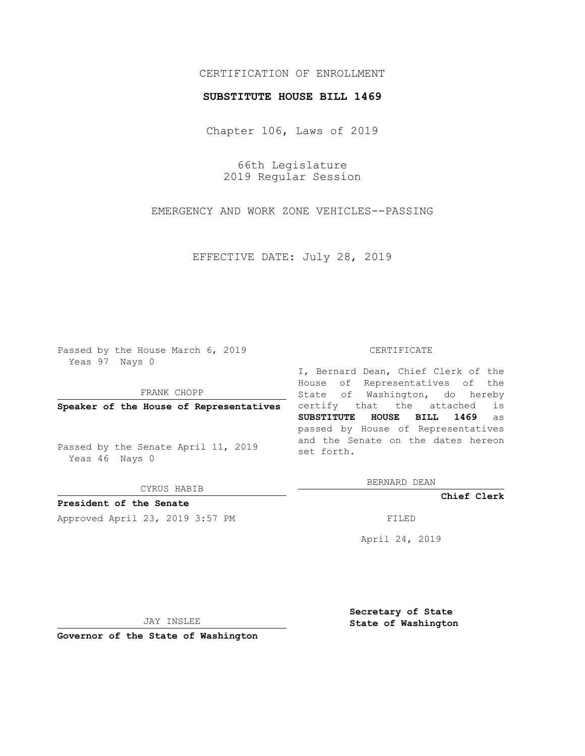CERTIFICATION OF ENROLLMENT

**SUBSTITUTE HOUSE BILL 1469**

Chapter 106, Laws of 2019

66th Legislature
2019 Regular Session

EMERGENCY AND WORK ZONE VEHICLES--PASSING

EFFECTIVE DATE: July 28, 2019

Passed by the House March 6, 2019
Yeas 97 Nays 0

FRANK CHOPP

**Speaker of the House of Representatives**

Passed by the Senate April 11, 2019
Yeas 46 Nays 0

CYRUS HABIB

**President of the Senate**

Approved April 23, 2019 3:57 PM

JAY INSLEE

**Governor of the State of Washington**

CERTIFICATE

I, Bernard Dean, Chief Clerk of the House of Representatives of the State of Washington, do hereby certify that the attached is **SUBSTITUTE HOUSE BILL 1469** as passed by House of Representatives and the Senate on the dates hereon set forth.

BERNARD DEAN

**Chief Clerk**

FILED

April 24, 2019

**Secretary of State**
**State of Washington**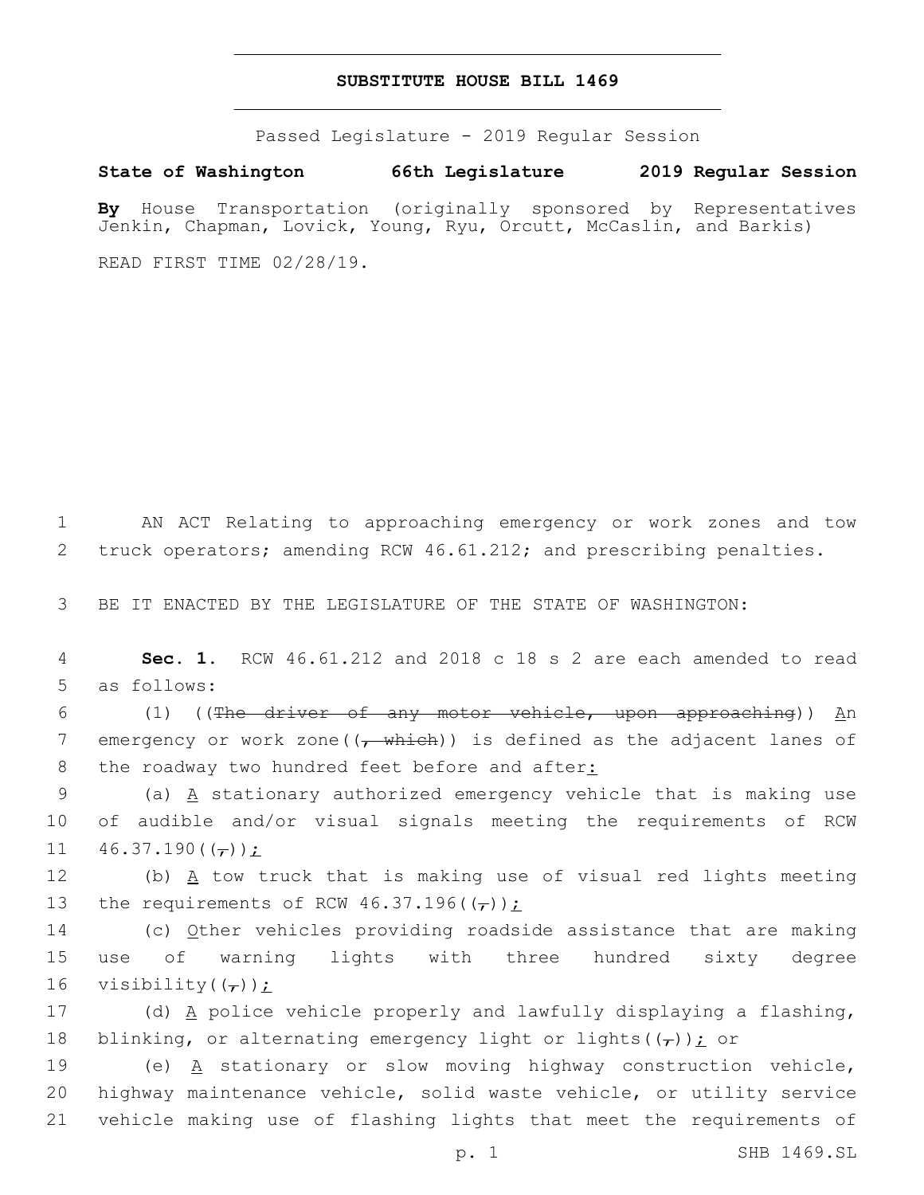# SUBSTITUTE HOUSE BILL 1469

Passed Legislature - 2019 Regular Session

**State of Washington 66th Legislature 2019 Regular Session**

**By** House Transportation (originally sponsored by Representatives Jenkin, Chapman, Lovick, Young, Ryu, Orcutt, McCaslin, and Barkis)

READ FIRST TIME 02/28/19.

AN ACT Relating to approaching emergency or work zones and tow truck operators; amending RCW 46.61.212; and prescribing penalties.

BE IT ENACTED BY THE LEGISLATURE OF THE STATE OF WASHINGTON:

**Sec. 1.** RCW 46.61.212 and 2018 c 18 s 2 are each amended to read as follows:

(1) ((~~The driver of any motor vehicle, upon approaching~~)) <u>An</u> emergency or work zone((~~, which~~)) is defined as the adjacent lanes of the roadway two hundred feet before and after<u>:</u>

(a) <u>A</u> stationary authorized emergency vehicle that is making use of audible and/or visual signals meeting the requirements of RCW 46.37.190((~~,~~))<u>;</u>

(b) <u>A</u> tow truck that is making use of visual red lights meeting the requirements of RCW 46.37.196((~~,~~))<u>;</u>

(c) <u>O</u>ther vehicles providing roadside assistance that are making use of warning lights with three hundred sixty degree visibility((~~,~~))<u>;</u>

(d) <u>A</u> police vehicle properly and lawfully displaying a flashing, blinking, or alternating emergency light or lights((~~,~~))<u>;</u> or

(e) <u>A</u> stationary or slow moving highway construction vehicle, highway maintenance vehicle, solid waste vehicle, or utility service vehicle making use of flashing lights that meet the requirements of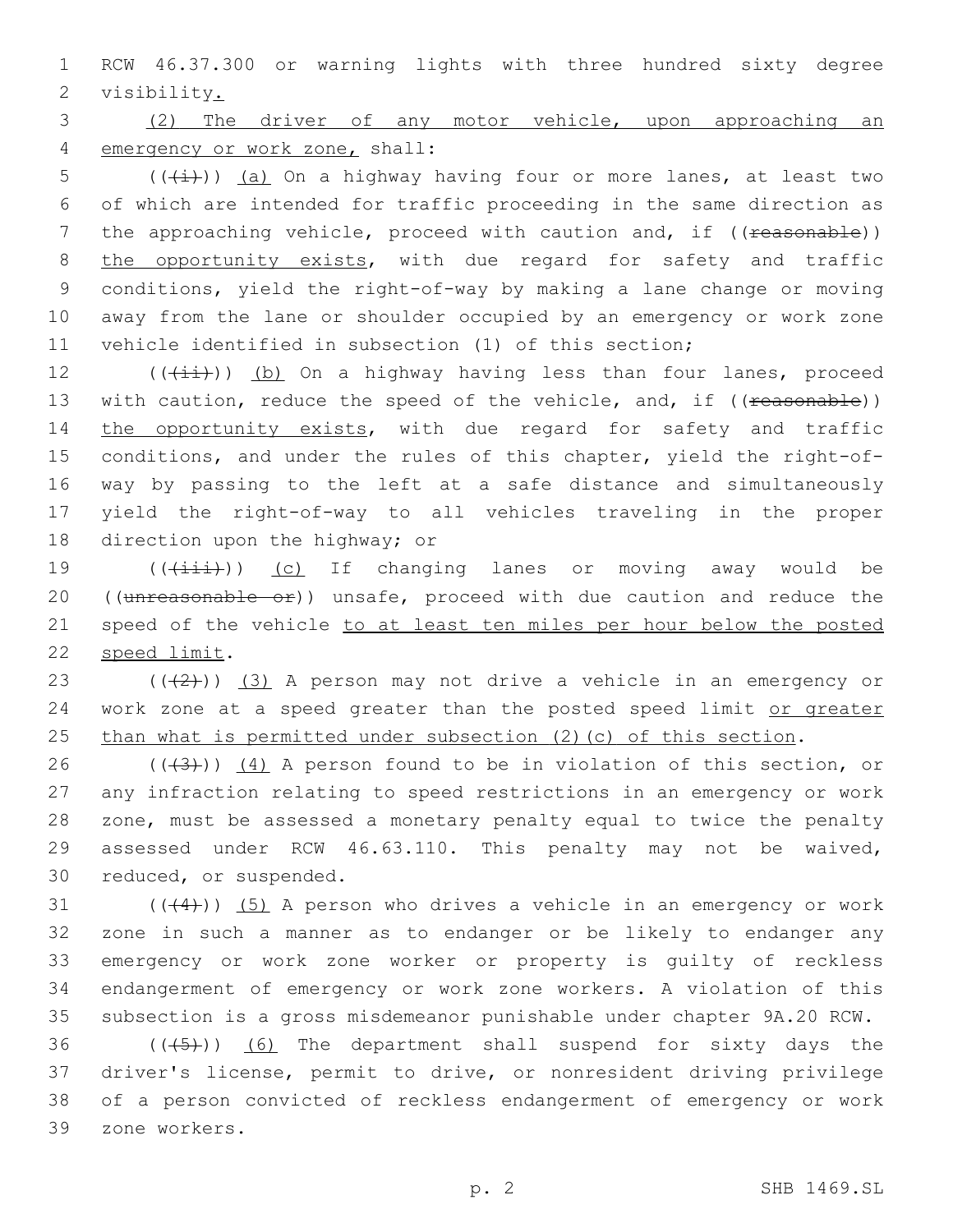RCW 46.37.300 or warning lights with three hundred sixty degree visibility.

(2) The driver of any motor vehicle, upon approaching an emergency or work zone, shall:

(((i))) (a) On a highway having four or more lanes, at least two of which are intended for traffic proceeding in the same direction as the approaching vehicle, proceed with caution and, if ((reasonable)) the opportunity exists, with due regard for safety and traffic conditions, yield the right-of-way by making a lane change or moving away from the lane or shoulder occupied by an emergency or work zone vehicle identified in subsection (1) of this section;

(((ii))) (b) On a highway having less than four lanes, proceed with caution, reduce the speed of the vehicle, and, if ((reasonable)) the opportunity exists, with due regard for safety and traffic conditions, and under the rules of this chapter, yield the right-of-way by passing to the left at a safe distance and simultaneously yield the right-of-way to all vehicles traveling in the proper direction upon the highway; or

(((iii))) (c) If changing lanes or moving away would be ((unreasonable or)) unsafe, proceed with due caution and reduce the speed of the vehicle to at least ten miles per hour below the posted speed limit.

(((2))) (3) A person may not drive a vehicle in an emergency or work zone at a speed greater than the posted speed limit or greater than what is permitted under subsection (2)(c) of this section.

(((3))) (4) A person found to be in violation of this section, or any infraction relating to speed restrictions in an emergency or work zone, must be assessed a monetary penalty equal to twice the penalty assessed under RCW 46.63.110. This penalty may not be waived, reduced, or suspended.

(((4))) (5) A person who drives a vehicle in an emergency or work zone in such a manner as to endanger or be likely to endanger any emergency or work zone worker or property is guilty of reckless endangerment of emergency or work zone workers. A violation of this subsection is a gross misdemeanor punishable under chapter 9A.20 RCW.

(((5))) (6) The department shall suspend for sixty days the driver's license, permit to drive, or nonresident driving privilege of a person convicted of reckless endangerment of emergency or work zone workers.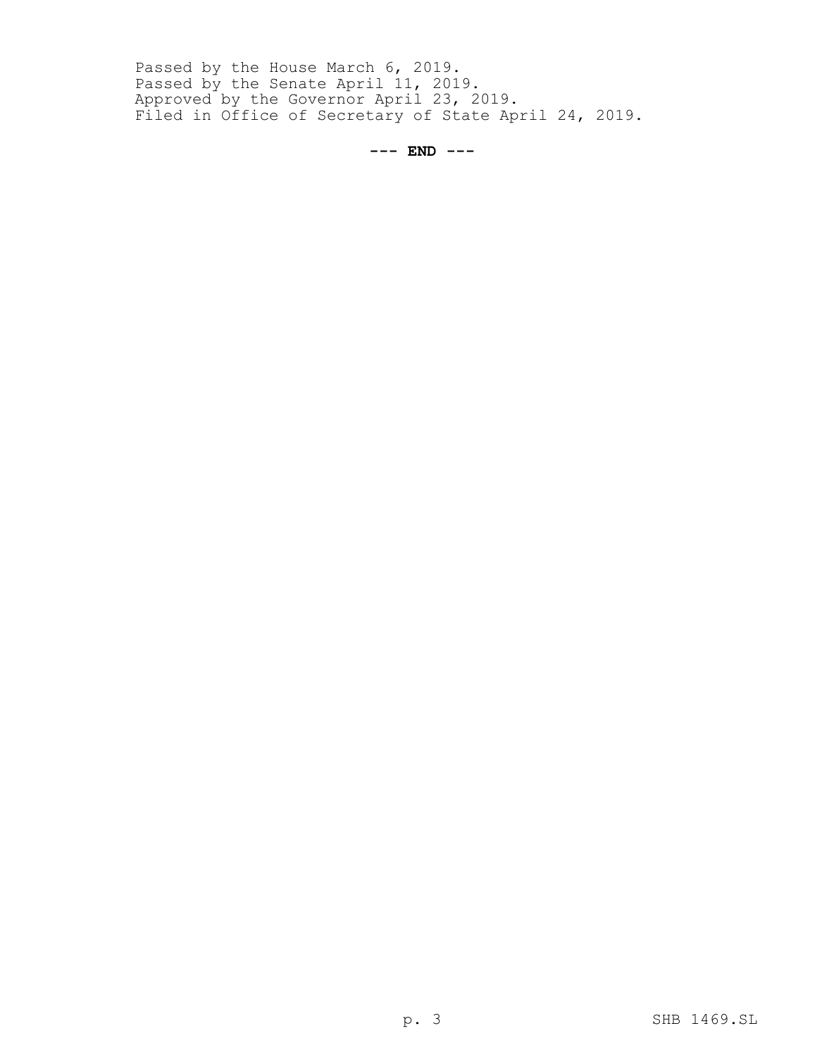Passed by the House March 6, 2019.
Passed by the Senate April 11, 2019.
Approved by the Governor April 23, 2019.
Filed in Office of Secretary of State April 24, 2019.

**--- END ---**